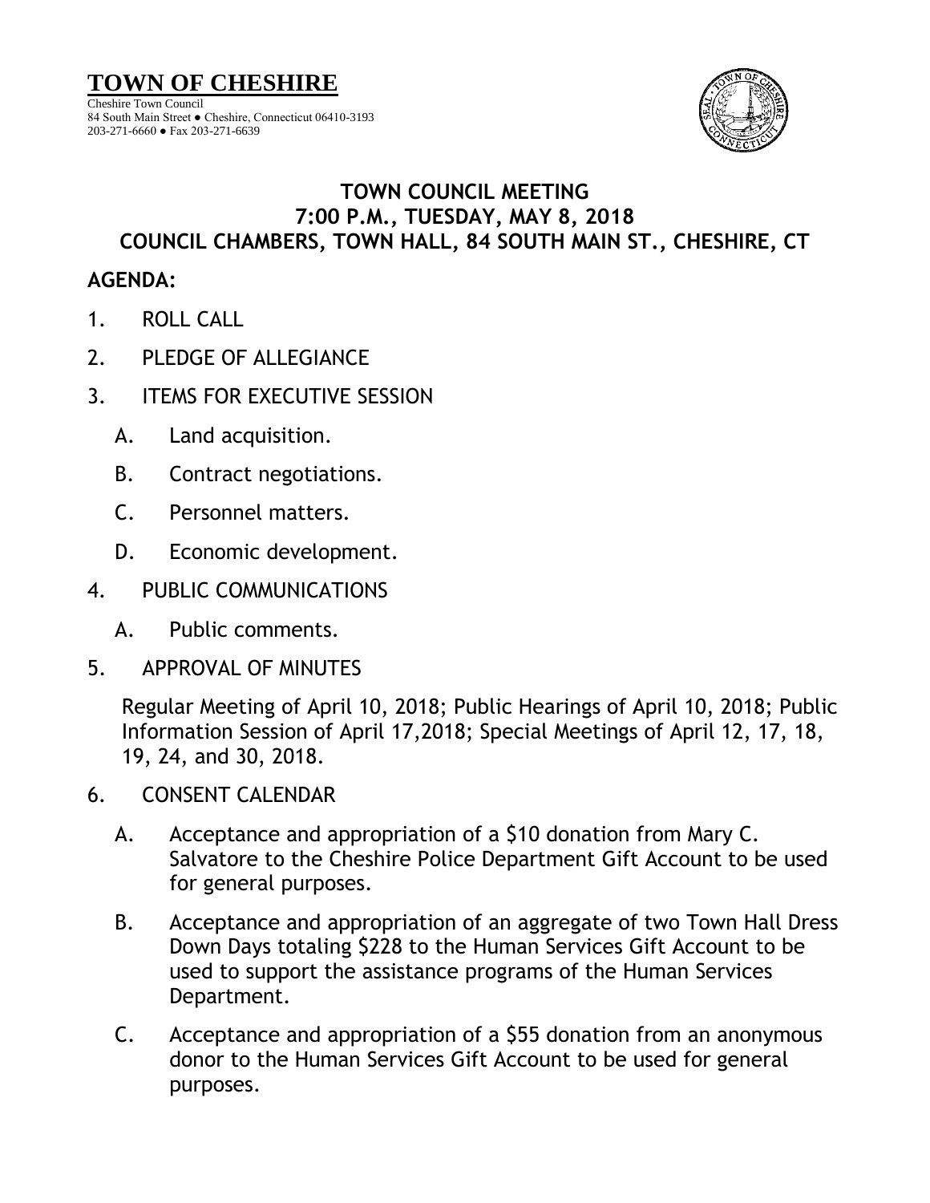# TOWN OF CHESHIRE

Cheshire Town Council
84 South Main Street ● Cheshire, Connecticut 06410-3193
203-271-6660 ● Fax 203-271-6639

## TOWN COUNCIL MEETING
## 7:00 P.M., TUESDAY, MAY 8, 2018
## COUNCIL CHAMBERS, TOWN HALL, 84 SOUTH MAIN ST., CHESHIRE, CT

**AGENDA:**

1. ROLL CALL

2. PLEDGE OF ALLEGIANCE

3. ITEMS FOR EXECUTIVE SESSION

   A. Land acquisition.

   B. Contract negotiations.

   C. Personnel matters.

   D. Economic development.

4. PUBLIC COMMUNICATIONS

   A. Public comments.

5. APPROVAL OF MINUTES

   Regular Meeting of April 10, 2018; Public Hearings of April 10, 2018; Public Information Session of April 17,2018; Special Meetings of April 12, 17, 18, 19, 24, and 30, 2018.

6. CONSENT CALENDAR

   A. Acceptance and appropriation of a $10 donation from Mary C. Salvatore to the Cheshire Police Department Gift Account to be used for general purposes.

   B. Acceptance and appropriation of an aggregate of two Town Hall Dress Down Days totaling $228 to the Human Services Gift Account to be used to support the assistance programs of the Human Services Department.

   C. Acceptance and appropriation of a $55 donation from an anonymous donor to the Human Services Gift Account to be used for general purposes.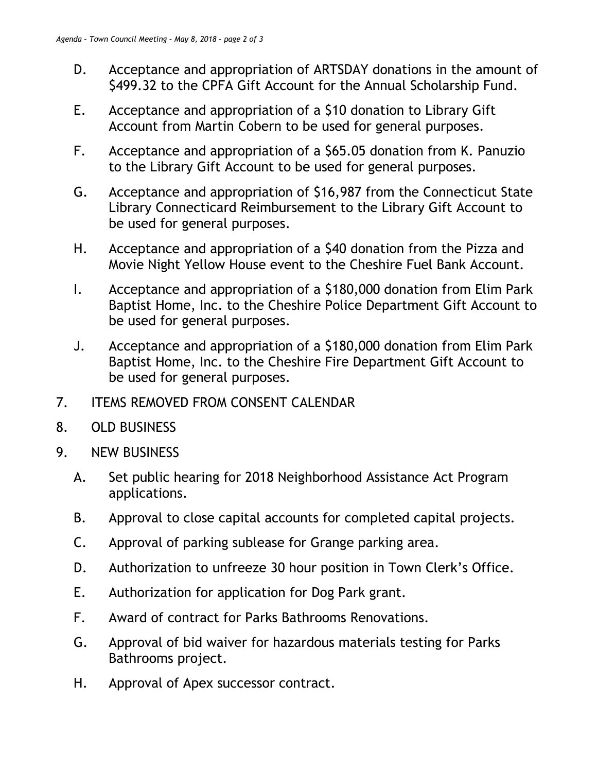D. Acceptance and appropriation of ARTSDAY donations in the amount of $499.32 to the CPFA Gift Account for the Annual Scholarship Fund.

E. Acceptance and appropriation of a $10 donation to Library Gift Account from Martin Cobern to be used for general purposes.

F. Acceptance and appropriation of a $65.05 donation from K. Panuzio to the Library Gift Account to be used for general purposes.

G. Acceptance and appropriation of $16,987 from the Connecticut State Library Connecticard Reimbursement to the Library Gift Account to be used for general purposes.

H. Acceptance and appropriation of a $40 donation from the Pizza and Movie Night Yellow House event to the Cheshire Fuel Bank Account.

I. Acceptance and appropriation of a $180,000 donation from Elim Park Baptist Home, Inc. to the Cheshire Police Department Gift Account to be used for general purposes.

J. Acceptance and appropriation of a $180,000 donation from Elim Park Baptist Home, Inc. to the Cheshire Fire Department Gift Account to be used for general purposes.

7. ITEMS REMOVED FROM CONSENT CALENDAR

8. OLD BUSINESS

9. NEW BUSINESS

   A. Set public hearing for 2018 Neighborhood Assistance Act Program applications.

   B. Approval to close capital accounts for completed capital projects.

   C. Approval of parking sublease for Grange parking area.

   D. Authorization to unfreeze 30 hour position in Town Clerk's Office.

   E. Authorization for application for Dog Park grant.

   F. Award of contract for Parks Bathrooms Renovations.

   G. Approval of bid waiver for hazardous materials testing for Parks Bathrooms project.

   H. Approval of Apex successor contract.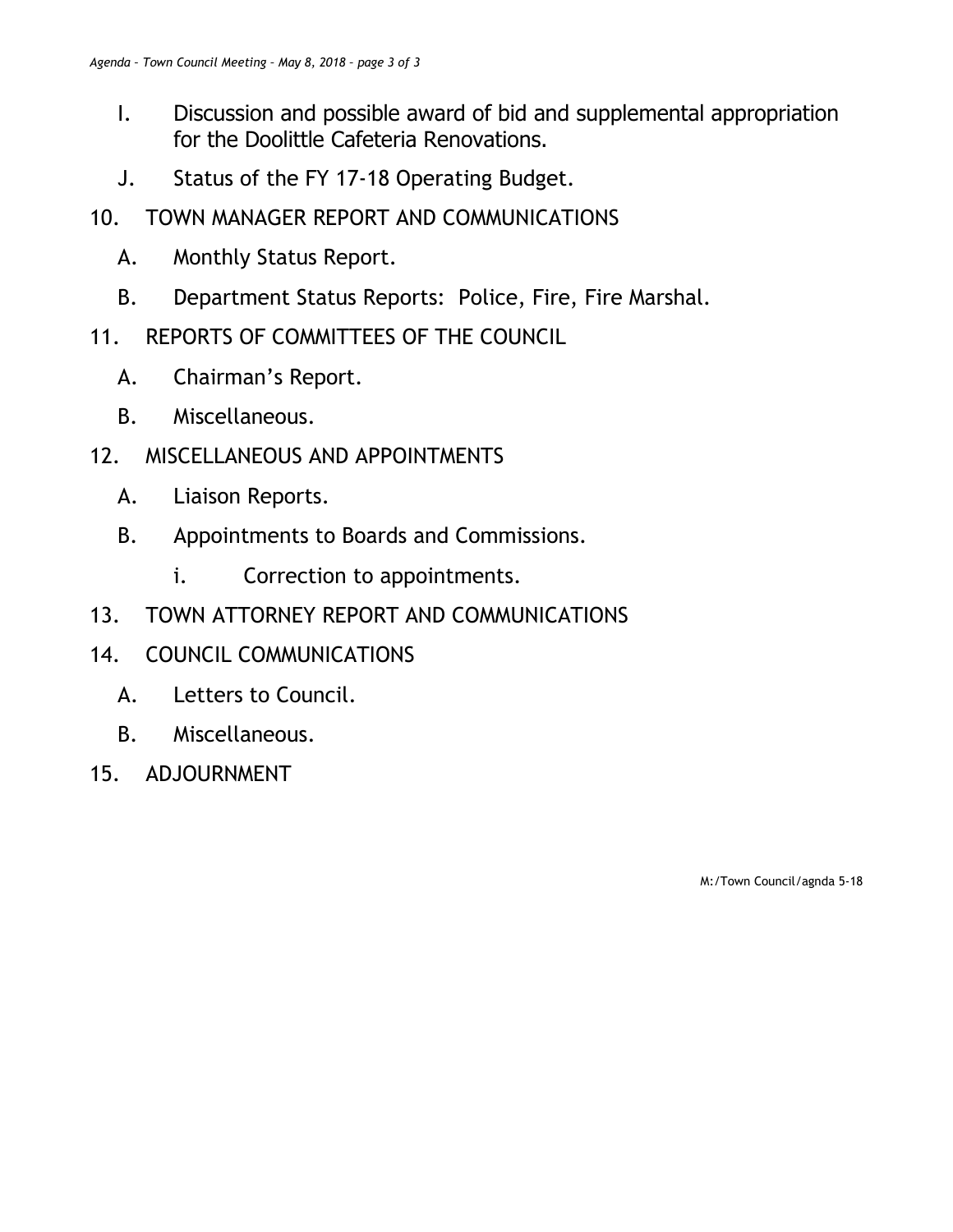I. Discussion and possible award of bid and supplemental appropriation for the Doolittle Cafeteria Renovations.

J. Status of the FY 17-18 Operating Budget.

10. TOWN MANAGER REPORT AND COMMUNICATIONS

    A. Monthly Status Report.

    B. Department Status Reports: Police, Fire, Fire Marshal.

11. REPORTS OF COMMITTEES OF THE COUNCIL

    A. Chairman's Report.

    B. Miscellaneous.

12. MISCELLANEOUS AND APPOINTMENTS

    A. Liaison Reports.

    B. Appointments to Boards and Commissions.

        i. Correction to appointments.

13. TOWN ATTORNEY REPORT AND COMMUNICATIONS

14. COUNCIL COMMUNICATIONS

    A. Letters to Council.

    B. Miscellaneous.

15. ADJOURNMENT

M:/Town Council/agnda 5-18